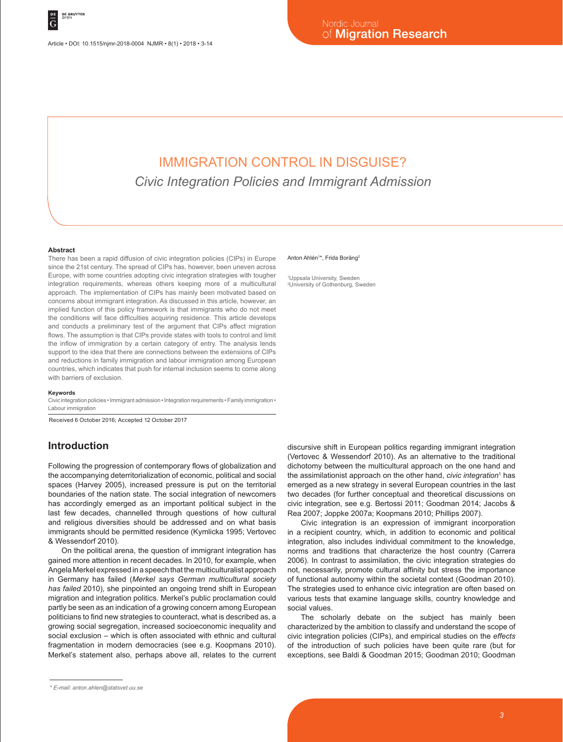# IMMIGRATION CONTROL IN DISGUISE?

## *Civic Integration Policies and Immigrant Admission*

Anton Ahlén[1]*, Frida Boräng[2]

[1]Uppsala University, Sweden
[2]University of Gothenburg, Sweden

### Abstract

There has been a rapid diffusion of civic integration policies (CIPs) in Europe since the 21st century. The spread of CIPs has, however, been uneven across Europe, with some countries adopting civic integration strategies with tougher integration requirements, whereas others keeping more of a multicultural approach. The implementation of CIPs has mainly been motivated based on concerns about immigrant integration. As discussed in this article, however, an implied function of this policy framework is that immigrants who do not meet the conditions will face difficulties acquiring residence. This article develops and conducts a preliminary test of the argument that CIPs affect migration flows. The assumption is that CIPs provide states with tools to control and limit the inflow of immigration by a certain category of entry. The analysis lends support to the idea that there are connections between the extensions of CIPs and reductions in family immigration and labour immigration among European countries, which indicates that push for internal inclusion seems to come along with barriers of exclusion.

### Keywords

Civic integration policies • Immigrant admission • Integration requirements • Family immigration • Labour immigration

Received 6 October 2016; Accepted 12 October 2017

## Introduction

Following the progression of contemporary flows of globalization and the accompanying deterritorialization of economic, political and social spaces (Harvey 2005), increased pressure is put on the territorial boundaries of the nation state. The social integration of newcomers has accordingly emerged as an important political subject in the last few decades, channelled through questions of how cultural and religious diversities should be addressed and on what basis immigrants should be permitted residence (Kymlicka 1995; Vertovec & Wessendorf 2010).

On the political arena, the question of immigrant integration has gained more attention in recent decades. In 2010, for example, when Angela Merkel expressed in a speech that the multiculturalist approach in Germany has failed (*Merkel says German multicultural society has failed* 2010), she pinpointed an ongoing trend shift in European migration and integration politics. Merkel's public proclamation could partly be seen as an indication of a growing concern among European politicians to find new strategies to counteract, what is described as, a growing social segregation, increased socioeconomic inequality and social exclusion – which is often associated with ethnic and cultural fragmentation in modern democracies (see e.g. Koopmans 2010). Merkel's statement also, perhaps above all, relates to the current discursive shift in European politics regarding immigrant integration (Vertovec & Wessendorf 2010). As an alternative to the traditional dichotomy between the multicultural approach on the one hand and the assimilationist approach on the other hand, *civic integration*[1] has emerged as a new strategy in several European countries in the last two decades (for further conceptual and theoretical discussions on civic integration, see e.g. Bertossi 2011; Goodman 2014; Jacobs & Rea 2007; Joppke 2007a; Koopmans 2010; Phillips 2007).

Civic integration is an expression of immigrant incorporation in a recipient country, which, in addition to economic and political integration, also includes individual commitment to the knowledge, norms and traditions that characterize the host country (Carrera 2006). In contrast to assimilation, the civic integration strategies do not, necessarily, promote cultural affinity but stress the importance of functional autonomy within the societal context (Goodman 2010). The strategies used to enhance civic integration are often based on various tests that examine language skills, country knowledge and social values.

The scholarly debate on the subject has mainly been characterized by the ambition to classify and understand the scope of civic integration policies (CIPs), and empirical studies on the *effects* of the introduction of such policies have been quite rare (but for exceptions, see Baldi & Goodman 2015; Goodman 2010; Goodman

\* E-mail: anton.ahlen@statsvet.uu.se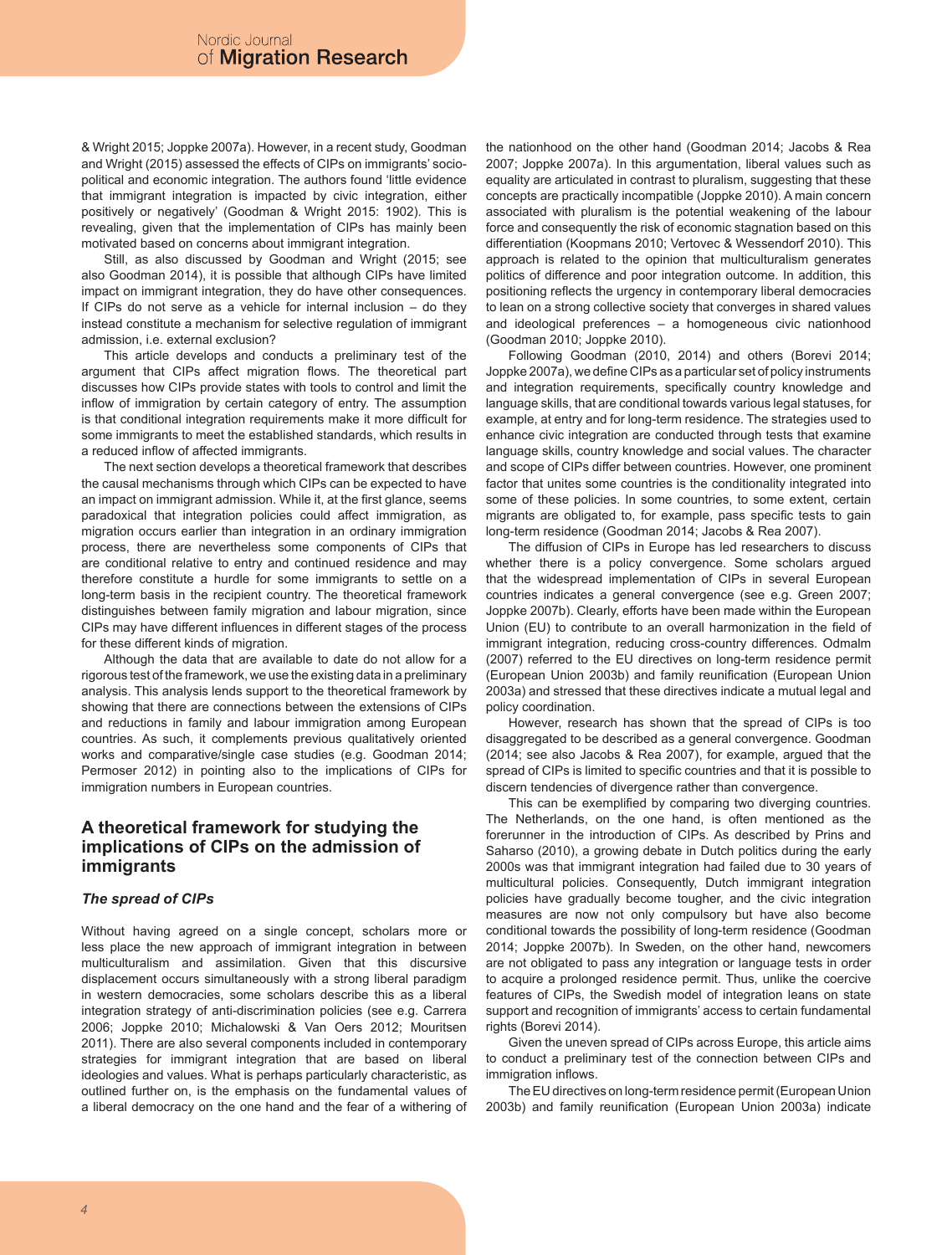& Wright 2015; Joppke 2007a). However, in a recent study, Goodman and Wright (2015) assessed the effects of CIPs on immigrants' socio-political and economic integration. The authors found 'little evidence that immigrant integration is impacted by civic integration, either positively or negatively' (Goodman & Wright 2015: 1902). This is revealing, given that the implementation of CIPs has mainly been motivated based on concerns about immigrant integration.

Still, as also discussed by Goodman and Wright (2015; see also Goodman 2014), it is possible that although CIPs have limited impact on immigrant integration, they do have other consequences. If CIPs do not serve as a vehicle for internal inclusion – do they instead constitute a mechanism for selective regulation of immigrant admission, i.e. external exclusion?

This article develops and conducts a preliminary test of the argument that CIPs affect migration flows. The theoretical part discusses how CIPs provide states with tools to control and limit the inflow of immigration by certain category of entry. The assumption is that conditional integration requirements make it more difficult for some immigrants to meet the established standards, which results in a reduced inflow of affected immigrants.

The next section develops a theoretical framework that describes the causal mechanisms through which CIPs can be expected to have an impact on immigrant admission. While it, at the first glance, seems paradoxical that integration policies could affect immigration, as migration occurs earlier than integration in an ordinary immigration process, there are nevertheless some components of CIPs that are conditional relative to entry and continued residence and may therefore constitute a hurdle for some immigrants to settle on a long-term basis in the recipient country. The theoretical framework distinguishes between family migration and labour migration, since CIPs may have different influences in different stages of the process for these different kinds of migration.

Although the data that are available to date do not allow for a rigorous test of the framework, we use the existing data in a preliminary analysis. This analysis lends support to the theoretical framework by showing that there are connections between the extensions of CIPs and reductions in family and labour immigration among European countries. As such, it complements previous qualitatively oriented works and comparative/single case studies (e.g. Goodman 2014; Permoser 2012) in pointing also to the implications of CIPs for immigration numbers in European countries.

## A theoretical framework for studying the implications of CIPs on the admission of immigrants

### *The spread of CIPs*

Without having agreed on a single concept, scholars more or less place the new approach of immigrant integration in between multiculturalism and assimilation. Given that this discursive displacement occurs simultaneously with a strong liberal paradigm in western democracies, some scholars describe this as a liberal integration strategy of anti-discrimination policies (see e.g. Carrera 2006; Joppke 2010; Michalowski & Van Oers 2012; Mouritsen 2011). There are also several components included in contemporary strategies for immigrant integration that are based on liberal ideologies and values. What is perhaps particularly characteristic, as outlined further on, is the emphasis on the fundamental values of a liberal democracy on the one hand and the fear of a withering of the nationhood on the other hand (Goodman 2014; Jacobs & Rea 2007; Joppke 2007a). In this argumentation, liberal values such as equality are articulated in contrast to pluralism, suggesting that these concepts are practically incompatible (Joppke 2010). A main concern associated with pluralism is the potential weakening of the labour force and consequently the risk of economic stagnation based on this differentiation (Koopmans 2010; Vertovec & Wessendorf 2010). This approach is related to the opinion that multiculturalism generates politics of difference and poor integration outcome. In addition, this positioning reflects the urgency in contemporary liberal democracies to lean on a strong collective society that converges in shared values and ideological preferences – a homogeneous civic nationhood (Goodman 2010; Joppke 2010).

Following Goodman (2010, 2014) and others (Borevi 2014; Joppke 2007a), we define CIPs as a particular set of policy instruments and integration requirements, specifically country knowledge and language skills, that are conditional towards various legal statuses, for example, at entry and for long-term residence. The strategies used to enhance civic integration are conducted through tests that examine language skills, country knowledge and social values. The character and scope of CIPs differ between countries. However, one prominent factor that unites some countries is the conditionality integrated into some of these policies. In some countries, to some extent, certain migrants are obligated to, for example, pass specific tests to gain long-term residence (Goodman 2014; Jacobs & Rea 2007).

The diffusion of CIPs in Europe has led researchers to discuss whether there is a policy convergence. Some scholars argued that the widespread implementation of CIPs in several European countries indicates a general convergence (see e.g. Green 2007; Joppke 2007b). Clearly, efforts have been made within the European Union (EU) to contribute to an overall harmonization in the field of immigrant integration, reducing cross-country differences. Odmalm (2007) referred to the EU directives on long-term residence permit (European Union 2003b) and family reunification (European Union 2003a) and stressed that these directives indicate a mutual legal and policy coordination.

However, research has shown that the spread of CIPs is too disaggregated to be described as a general convergence. Goodman (2014; see also Jacobs & Rea 2007), for example, argued that the spread of CIPs is limited to specific countries and that it is possible to discern tendencies of divergence rather than convergence.

This can be exemplified by comparing two diverging countries. The Netherlands, on the one hand, is often mentioned as the forerunner in the introduction of CIPs. As described by Prins and Saharso (2010), a growing debate in Dutch politics during the early 2000s was that immigrant integration had failed due to 30 years of multicultural policies. Consequently, Dutch immigrant integration policies have gradually become tougher, and the civic integration measures are now not only compulsory but have also become conditional towards the possibility of long-term residence (Goodman 2014; Joppke 2007b). In Sweden, on the other hand, newcomers are not obligated to pass any integration or language tests in order to acquire a prolonged residence permit. Thus, unlike the coercive features of CIPs, the Swedish model of integration leans on state support and recognition of immigrants' access to certain fundamental rights (Borevi 2014).

Given the uneven spread of CIPs across Europe, this article aims to conduct a preliminary test of the connection between CIPs and immigration inflows.

The EU directives on long-term residence permit (European Union 2003b) and family reunification (European Union 2003a) indicate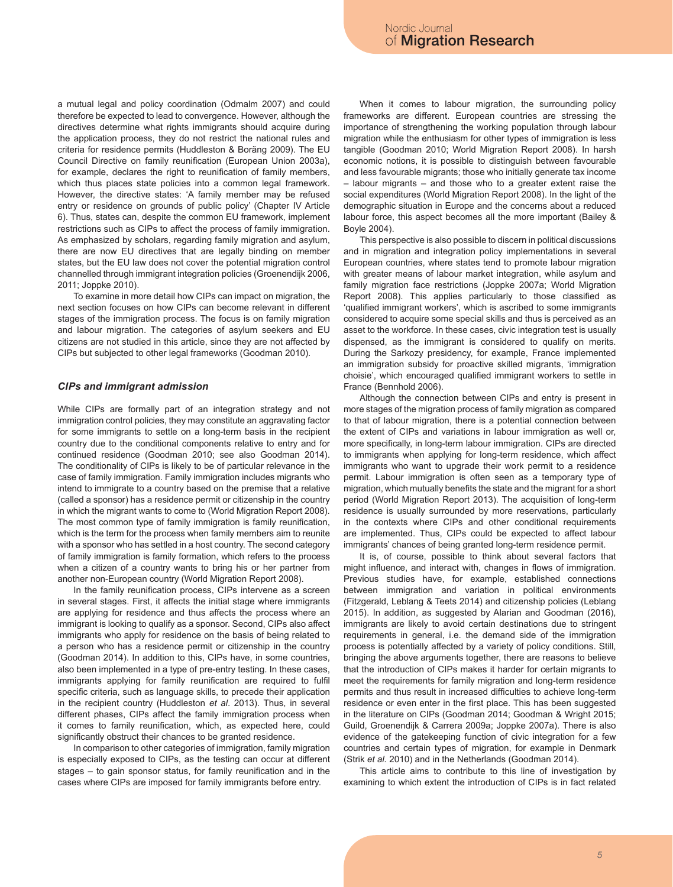a mutual legal and policy coordination (Odmalm 2007) and could therefore be expected to lead to convergence. However, although the directives determine what rights immigrants should acquire during the application process, they do not restrict the national rules and criteria for residence permits (Huddleston & Boräng 2009). The EU Council Directive on family reunification (European Union 2003a), for example, declares the right to reunification of family members, which thus places state policies into a common legal framework. However, the directive states: 'A family member may be refused entry or residence on grounds of public policy' (Chapter IV Article 6). Thus, states can, despite the common EU framework, implement restrictions such as CIPs to affect the process of family immigration. As emphasized by scholars, regarding family migration and asylum, there are now EU directives that are legally binding on member states, but the EU law does not cover the potential migration control channelled through immigrant integration policies (Groenendijk 2006, 2011; Joppke 2010).

To examine in more detail how CIPs can impact on migration, the next section focuses on how CIPs can become relevant in different stages of the immigration process. The focus is on family migration and labour migration. The categories of asylum seekers and EU citizens are not studied in this article, since they are not affected by CIPs but subjected to other legal frameworks (Goodman 2010).

### *CIPs and immigrant admission*

While CIPs are formally part of an integration strategy and not immigration control policies, they may constitute an aggravating factor for some immigrants to settle on a long-term basis in the recipient country due to the conditional components relative to entry and for continued residence (Goodman 2010; see also Goodman 2014). The conditionality of CIPs is likely to be of particular relevance in the case of family immigration. Family immigration includes migrants who intend to immigrate to a country based on the premise that a relative (called a sponsor) has a residence permit or citizenship in the country in which the migrant wants to come to (World Migration Report 2008). The most common type of family immigration is family reunification, which is the term for the process when family members aim to reunite with a sponsor who has settled in a host country. The second category of family immigration is family formation, which refers to the process when a citizen of a country wants to bring his or her partner from another non-European country (World Migration Report 2008).

In the family reunification process, CIPs intervene as a screen in several stages. First, it affects the initial stage where immigrants are applying for residence and thus affects the process where an immigrant is looking to qualify as a sponsor. Second, CIPs also affect immigrants who apply for residence on the basis of being related to a person who has a residence permit or citizenship in the country (Goodman 2014). In addition to this, CIPs have, in some countries, also been implemented in a type of pre-entry testing. In these cases, immigrants applying for family reunification are required to fulfil specific criteria, such as language skills, to precede their application in the recipient country (Huddleston *et al*. 2013). Thus, in several different phases, CIPs affect the family immigration process when it comes to family reunification, which, as expected here, could significantly obstruct their chances to be granted residence.

In comparison to other categories of immigration, family migration is especially exposed to CIPs, as the testing can occur at different stages – to gain sponsor status, for family reunification and in the cases where CIPs are imposed for family immigrants before entry.

When it comes to labour migration, the surrounding policy frameworks are different. European countries are stressing the importance of strengthening the working population through labour migration while the enthusiasm for other types of immigration is less tangible (Goodman 2010; World Migration Report 2008). In harsh economic notions, it is possible to distinguish between favourable and less favourable migrants; those who initially generate tax income – labour migrants – and those who to a greater extent raise the social expenditures (World Migration Report 2008). In the light of the demographic situation in Europe and the concerns about a reduced labour force, this aspect becomes all the more important (Bailey & Boyle 2004).

This perspective is also possible to discern in political discussions and in migration and integration policy implementations in several European countries, where states tend to promote labour migration with greater means of labour market integration, while asylum and family migration face restrictions (Joppke 2007a; World Migration Report 2008). This applies particularly to those classified as 'qualified immigrant workers', which is ascribed to some immigrants considered to acquire some special skills and thus is perceived as an asset to the workforce. In these cases, civic integration test is usually dispensed, as the immigrant is considered to qualify on merits. During the Sarkozy presidency, for example, France implemented an immigration subsidy for proactive skilled migrants, 'immigration choisie', which encouraged qualified immigrant workers to settle in France (Bennhold 2006).

Although the connection between CIPs and entry is present in more stages of the migration process of family migration as compared to that of labour migration, there is a potential connection between the extent of CIPs and variations in labour immigration as well or, more specifically, in long-term labour immigration. CIPs are directed to immigrants when applying for long-term residence, which affect immigrants who want to upgrade their work permit to a residence permit. Labour immigration is often seen as a temporary type of migration, which mutually benefits the state and the migrant for a short period (World Migration Report 2013). The acquisition of long-term residence is usually surrounded by more reservations, particularly in the contexts where CIPs and other conditional requirements are implemented. Thus, CIPs could be expected to affect labour immigrants' chances of being granted long-term residence permit.

It is, of course, possible to think about several factors that might influence, and interact with, changes in flows of immigration. Previous studies have, for example, established connections between immigration and variation in political environments (Fitzgerald, Leblang & Teets 2014) and citizenship policies (Leblang 2015). In addition, as suggested by Alarian and Goodman (2016), immigrants are likely to avoid certain destinations due to stringent requirements in general, i.e. the demand side of the immigration process is potentially affected by a variety of policy conditions. Still, bringing the above arguments together, there are reasons to believe that the introduction of CIPs makes it harder for certain migrants to meet the requirements for family migration and long-term residence permits and thus result in increased difficulties to achieve long-term residence or even enter in the first place. This has been suggested in the literature on CIPs (Goodman 2014; Goodman & Wright 2015; Guild, Groenendijk & Carrera 2009a; Joppke 2007a). There is also evidence of the gatekeeping function of civic integration for a few countries and certain types of migration, for example in Denmark (Strik *et al.* 2010) and in the Netherlands (Goodman 2014).

This article aims to contribute to this line of investigation by examining to which extent the introduction of CIPs is in fact related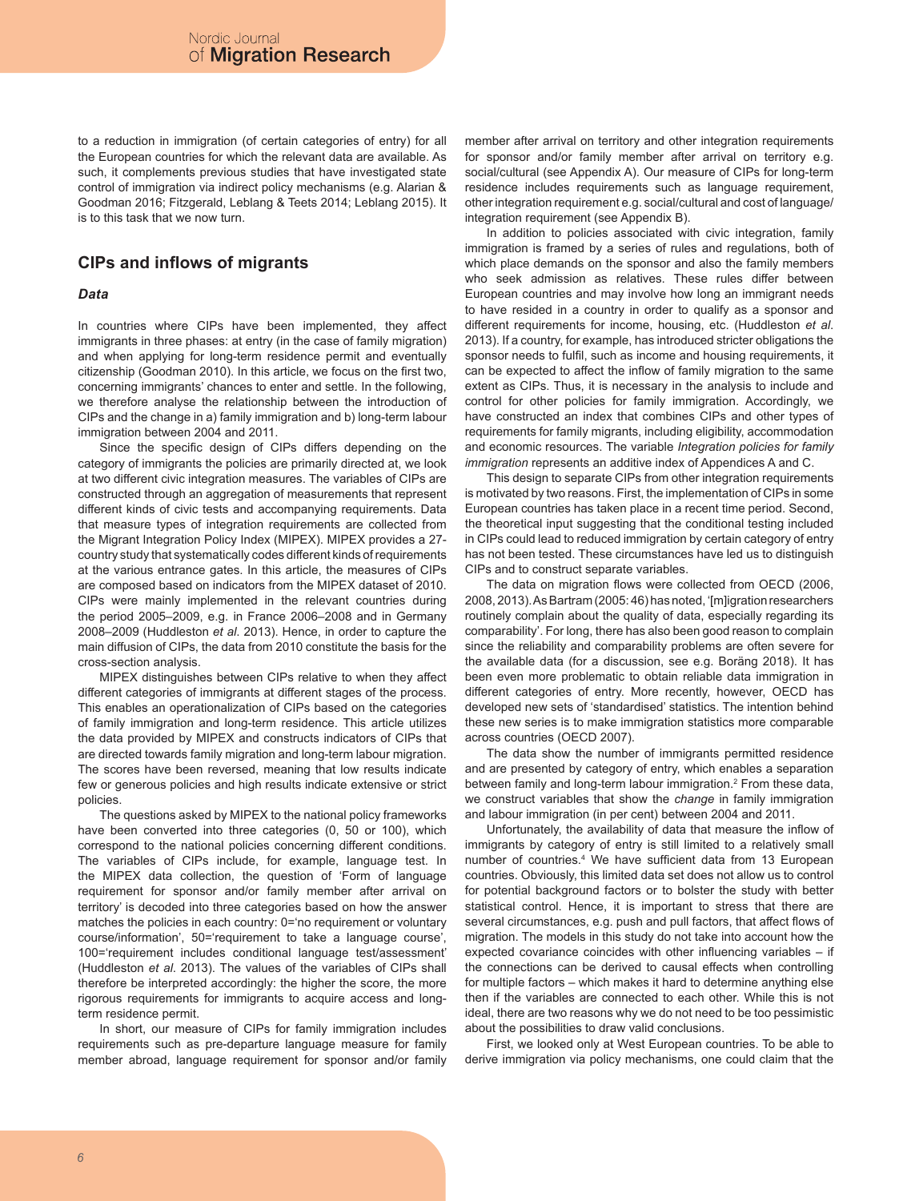to a reduction in immigration (of certain categories of entry) for all the European countries for which the relevant data are available. As such, it complements previous studies that have investigated state control of immigration via indirect policy mechanisms (e.g. Alarian & Goodman 2016; Fitzgerald, Leblang & Teets 2014; Leblang 2015). It is to this task that we now turn.

## CIPs and inflows of migrants

### *Data*

In countries where CIPs have been implemented, they affect immigrants in three phases: at entry (in the case of family migration) and when applying for long-term residence permit and eventually citizenship (Goodman 2010). In this article, we focus on the first two, concerning immigrants' chances to enter and settle. In the following, we therefore analyse the relationship between the introduction of CIPs and the change in a) family immigration and b) long-term labour immigration between 2004 and 2011.

Since the specific design of CIPs differs depending on the category of immigrants the policies are primarily directed at, we look at two different civic integration measures. The variables of CIPs are constructed through an aggregation of measurements that represent different kinds of civic tests and accompanying requirements. Data that measure types of integration requirements are collected from the Migrant Integration Policy Index (MIPEX). MIPEX provides a 27-country study that systematically codes different kinds of requirements at the various entrance gates. In this article, the measures of CIPs are composed based on indicators from the MIPEX dataset of 2010. CIPs were mainly implemented in the relevant countries during the period 2005–2009, e.g. in France 2006–2008 and in Germany 2008–2009 (Huddleston *et al*. 2013). Hence, in order to capture the main diffusion of CIPs, the data from 2010 constitute the basis for the cross-section analysis.

MIPEX distinguishes between CIPs relative to when they affect different categories of immigrants at different stages of the process. This enables an operationalization of CIPs based on the categories of family immigration and long-term residence. This article utilizes the data provided by MIPEX and constructs indicators of CIPs that are directed towards family migration and long-term labour migration. The scores have been reversed, meaning that low results indicate few or generous policies and high results indicate extensive or strict policies.

The questions asked by MIPEX to the national policy frameworks have been converted into three categories (0, 50 or 100), which correspond to the national policies concerning different conditions. The variables of CIPs include, for example, language test. In the MIPEX data collection, the question of 'Form of language requirement for sponsor and/or family member after arrival on territory' is decoded into three categories based on how the answer matches the policies in each country: 0='no requirement or voluntary course/information', 50='requirement to take a language course', 100='requirement includes conditional language test/assessment' (Huddleston *et al*. 2013). The values of the variables of CIPs shall therefore be interpreted accordingly: the higher the score, the more rigorous requirements for immigrants to acquire access and long-term residence permit.

In short, our measure of CIPs for family immigration includes requirements such as pre-departure language measure for family member abroad, language requirement for sponsor and/or family member after arrival on territory and other integration requirements for sponsor and/or family member after arrival on territory e.g. social/cultural (see Appendix A). Our measure of CIPs for long-term residence includes requirements such as language requirement, other integration requirement e.g. social/cultural and cost of language/integration requirement (see Appendix B).

In addition to policies associated with civic integration, family immigration is framed by a series of rules and regulations, both of which place demands on the sponsor and also the family members who seek admission as relatives. These rules differ between European countries and may involve how long an immigrant needs to have resided in a country in order to qualify as a sponsor and different requirements for income, housing, etc. (Huddleston *et al*. 2013). If a country, for example, has introduced stricter obligations the sponsor needs to fulfil, such as income and housing requirements, it can be expected to affect the inflow of family migration to the same extent as CIPs. Thus, it is necessary in the analysis to include and control for other policies for family immigration. Accordingly, we have constructed an index that combines CIPs and other types of requirements for family migrants, including eligibility, accommodation and economic resources. The variable *Integration policies for family immigration* represents an additive index of Appendices A and C.

This design to separate CIPs from other integration requirements is motivated by two reasons. First, the implementation of CIPs in some European countries has taken place in a recent time period. Second, the theoretical input suggesting that the conditional testing included in CIPs could lead to reduced immigration by certain category of entry has not been tested. These circumstances have led us to distinguish CIPs and to construct separate variables.

The data on migration flows were collected from OECD (2006, 2008, 2013). As Bartram (2005: 46) has noted, '[m]igration researchers routinely complain about the quality of data, especially regarding its comparability'. For long, there has also been good reason to complain since the reliability and comparability problems are often severe for the available data (for a discussion, see e.g. Boräng 2018). It has been even more problematic to obtain reliable data immigration in different categories of entry. More recently, however, OECD has developed new sets of 'standardised' statistics. The intention behind these new series is to make immigration statistics more comparable across countries (OECD 2007).

The data show the number of immigrants permitted residence and are presented by category of entry, which enables a separation between family and long-term labour immigration.[2] From these data, we construct variables that show the *change* in family immigration and labour immigration (in per cent) between 2004 and 2011.

Unfortunately, the availability of data that measure the inflow of immigrants by category of entry is still limited to a relatively small number of countries.[4] We have sufficient data from 13 European countries. Obviously, this limited data set does not allow us to control for potential background factors or to bolster the study with better statistical control. Hence, it is important to stress that there are several circumstances, e.g. push and pull factors, that affect flows of migration. The models in this study do not take into account how the expected covariance coincides with other influencing variables – if the connections can be derived to causal effects when controlling for multiple factors – which makes it hard to determine anything else then if the variables are connected to each other. While this is not ideal, there are two reasons why we do not need to be too pessimistic about the possibilities to draw valid conclusions.

First, we looked only at West European countries. To be able to derive immigration via policy mechanisms, one could claim that the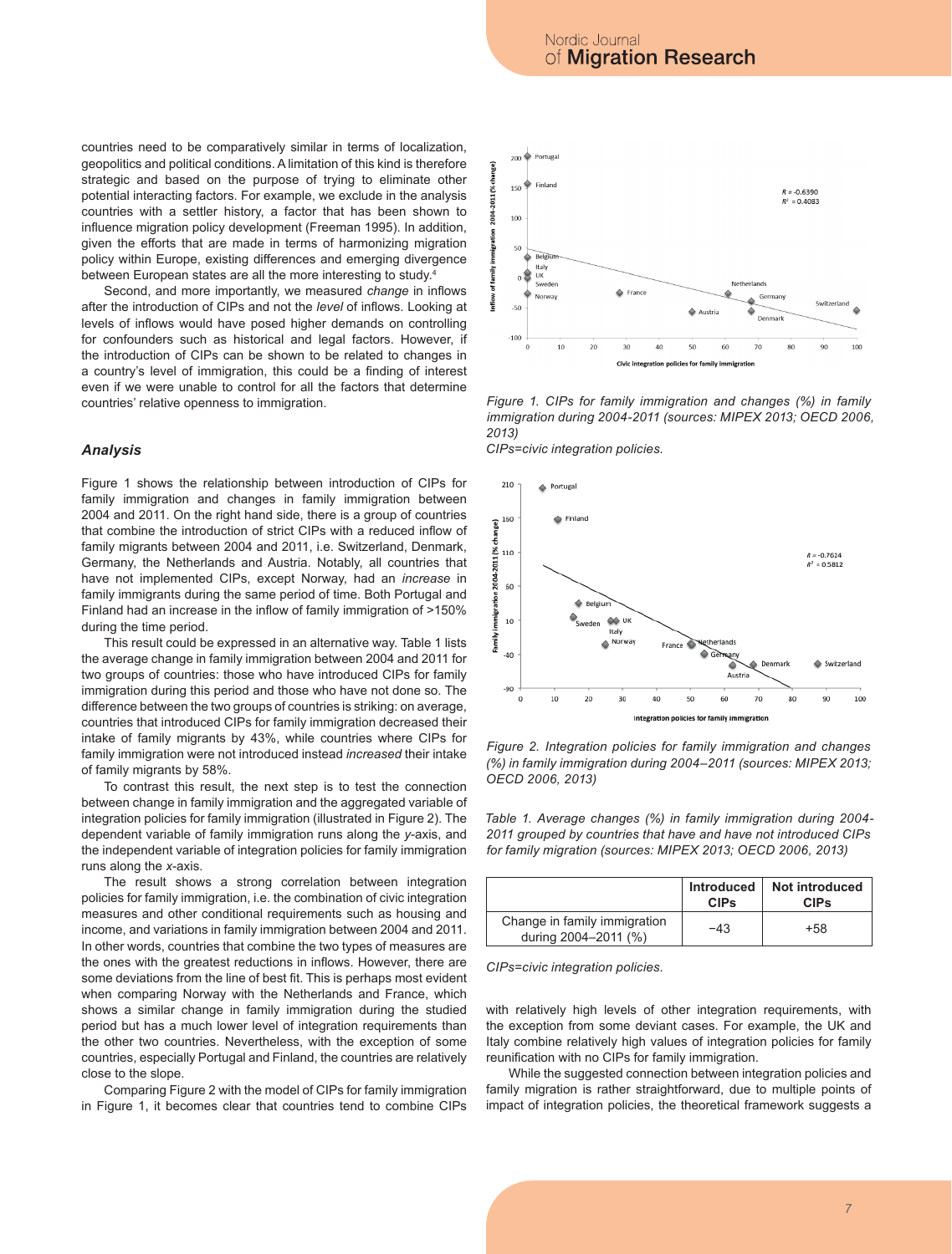countries need to be comparatively similar in terms of localization, geopolitics and political conditions. A limitation of this kind is therefore strategic and based on the purpose of trying to eliminate other potential interacting factors. For example, we exclude in the analysis countries with a settler history, a factor that has been shown to influence migration policy development (Freeman 1995). In addition, given the efforts that are made in terms of harmonizing migration policy within Europe, existing differences and emerging divergence between European states are all the more interesting to study.[4]

Second, and more importantly, we measured *change* in inflows after the introduction of CIPs and not the *level* of inflows. Looking at levels of inflows would have posed higher demands on controlling for confounders such as historical and legal factors. However, if the introduction of CIPs can be shown to be related to changes in a country's level of immigration, this could be a finding of interest even if we were unable to control for all the factors that determine countries' relative openness to immigration.

### *Analysis*

Figure 1 shows the relationship between introduction of CIPs for family immigration and changes in family immigration between 2004 and 2011. On the right hand side, there is a group of countries that combine the introduction of strict CIPs with a reduced inflow of family migrants between 2004 and 2011, i.e. Switzerland, Denmark, Germany, the Netherlands and Austria. Notably, all countries that have not implemented CIPs, except Norway, had an *increase* in family immigrants during the same period of time. Both Portugal and Finland had an increase in the inflow of family immigration of >150% during the time period.

This result could be expressed in an alternative way. Table 1 lists the average change in family immigration between 2004 and 2011 for two groups of countries: those who have introduced CIPs for family immigration during this period and those who have not done so. The difference between the two groups of countries is striking: on average, countries that introduced CIPs for family immigration decreased their intake of family migrants by 43%, while countries where CIPs for family immigration were not introduced instead *increased* their intake of family migrants by 58%.

To contrast this result, the next step is to test the connection between change in family immigration and the aggregated variable of integration policies for family immigration (illustrated in Figure 2). The dependent variable of family immigration runs along the *y*-axis, and the independent variable of integration policies for family immigration runs along the *x*-axis.

The result shows a strong correlation between integration policies for family immigration, i.e. the combination of civic integration measures and other conditional requirements such as housing and income, and variations in family immigration between 2004 and 2011. In other words, countries that combine the two types of measures are the ones with the greatest reductions in inflows. However, there are some deviations from the line of best fit. This is perhaps most evident when comparing Norway with the Netherlands and France, which shows a similar change in family immigration during the studied period but has a much lower level of integration requirements than the other two countries. Nevertheless, with the exception of some countries, especially Portugal and Finland, the countries are relatively close to the slope.

Comparing Figure 2 with the model of CIPs for family immigration in Figure 1, it becomes clear that countries tend to combine CIPs with relatively high levels of other integration requirements, with the exception from some deviant cases. For example, the UK and Italy combine relatively high values of integration policies for family reunification with no CIPs for family immigration.

While the suggested connection between integration policies and family migration is rather straightforward, due to multiple points of impact of integration policies, the theoretical framework suggests a

*Figure 1. CIPs for family immigration and changes (%) in family immigration during 2004-2011 (sources: MIPEX 2013; OECD 2006, 2013)*

*CIPs=civic integration policies.*

*Figure 2. Integration policies for family immigration and changes (%) in family immigration during 2004–2011 (sources: MIPEX 2013; OECD 2006, 2013)*

*Table 1. Average changes (%) in family immigration during 2004-2011 grouped by countries that have and have not introduced CIPs for family migration (sources: MIPEX 2013; OECD 2006, 2013)*

| | Introduced CIPs | Not introduced CIPs |
|---|---|---|
| Change in family immigration during 2004–2011 (%) | −43 | +58 |

*CIPs=civic integration policies.*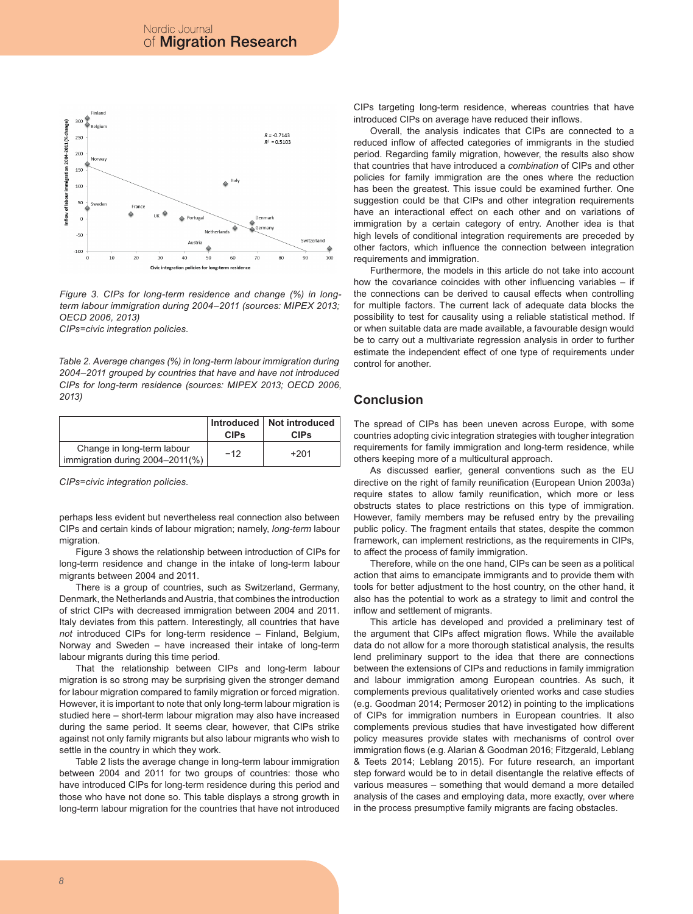Figure 3. CIPs for long-term residence and change (%) in long-term labour immigration during 2004–2011 (sources: MIPEX 2013; OECD 2006, 2013)
CIPs=civic integration policies.

Table 2. Average changes (%) in long-term labour immigration during 2004–2011 grouped by countries that have and have not introduced CIPs for long-term residence (sources: MIPEX 2013; OECD 2006, 2013)

| | Introduced CIPs | Not introduced CIPs |
|---|---|---|
| Change in long-term labour immigration during 2004–2011(%) | −12 | +201 |

CIPs=civic integration policies.

perhaps less evident but nevertheless real connection also between CIPs and certain kinds of labour migration; namely, *long-term* labour migration.

Figure 3 shows the relationship between introduction of CIPs for long-term residence and change in the intake of long-term labour migrants between 2004 and 2011.

There is a group of countries, such as Switzerland, Germany, Denmark, the Netherlands and Austria, that combines the introduction of strict CIPs with decreased immigration between 2004 and 2011. Italy deviates from this pattern. Interestingly, all countries that have *not* introduced CIPs for long-term residence – Finland, Belgium, Norway and Sweden – have increased their intake of long-term labour migrants during this time period.

That the relationship between CIPs and long-term labour migration is so strong may be surprising given the stronger demand for labour migration compared to family migration or forced migration. However, it is important to note that only long-term labour migration is studied here – short-term labour migration may also have increased during the same period. It seems clear, however, that CIPs strike against not only family migrants but also labour migrants who wish to settle in the country in which they work.

Table 2 lists the average change in long-term labour immigration between 2004 and 2011 for two groups of countries: those who have introduced CIPs for long-term residence during this period and those who have not done so. This table displays a strong growth in long-term labour migration for the countries that have not introduced CIPs targeting long-term residence, whereas countries that have introduced CIPs on average have reduced their inflows.

Overall, the analysis indicates that CIPs are connected to a reduced inflow of affected categories of immigrants in the studied period. Regarding family migration, however, the results also show that countries that have introduced a *combination* of CIPs and other policies for family immigration are the ones where the reduction has been the greatest. This issue could be examined further. One suggestion could be that CIPs and other integration requirements have an interactional effect on each other and on variations of immigration by a certain category of entry. Another idea is that high levels of conditional integration requirements are preceded by other factors, which influence the connection between integration requirements and immigration.

Furthermore, the models in this article do not take into account how the covariance coincides with other influencing variables – if the connections can be derived to causal effects when controlling for multiple factors. The current lack of adequate data blocks the possibility to test for causality using a reliable statistical method. If or when suitable data are made available, a favourable design would be to carry out a multivariate regression analysis in order to further estimate the independent effect of one type of requirements under control for another.

## Conclusion

The spread of CIPs has been uneven across Europe, with some countries adopting civic integration strategies with tougher integration requirements for family immigration and long-term residence, while others keeping more of a multicultural approach.

As discussed earlier, general conventions such as the EU directive on the right of family reunification (European Union 2003a) require states to allow family reunification, which more or less obstructs states to place restrictions on this type of immigration. However, family members may be refused entry by the prevailing public policy. The fragment entails that states, despite the common framework, can implement restrictions, as the requirements in CIPs, to affect the process of family immigration.

Therefore, while on the one hand, CIPs can be seen as a political action that aims to emancipate immigrants and to provide them with tools for better adjustment to the host country, on the other hand, it also has the potential to work as a strategy to limit and control the inflow and settlement of migrants.

This article has developed and provided a preliminary test of the argument that CIPs affect migration flows. While the available data do not allow for a more thorough statistical analysis, the results lend preliminary support to the idea that there are connections between the extensions of CIPs and reductions in family immigration and labour immigration among European countries. As such, it complements previous qualitatively oriented works and case studies (e.g. Goodman 2014; Permoser 2012) in pointing to the implications of CIPs for immigration numbers in European countries. It also complements previous studies that have investigated how different policy measures provide states with mechanisms of control over immigration flows (e.g. Alarian & Goodman 2016; Fitzgerald, Leblang & Teets 2014; Leblang 2015). For future research, an important step forward would be to in detail disentangle the relative effects of various measures – something that would demand a more detailed analysis of the cases and employing data, more exactly, over where in the process presumptive family migrants are facing obstacles.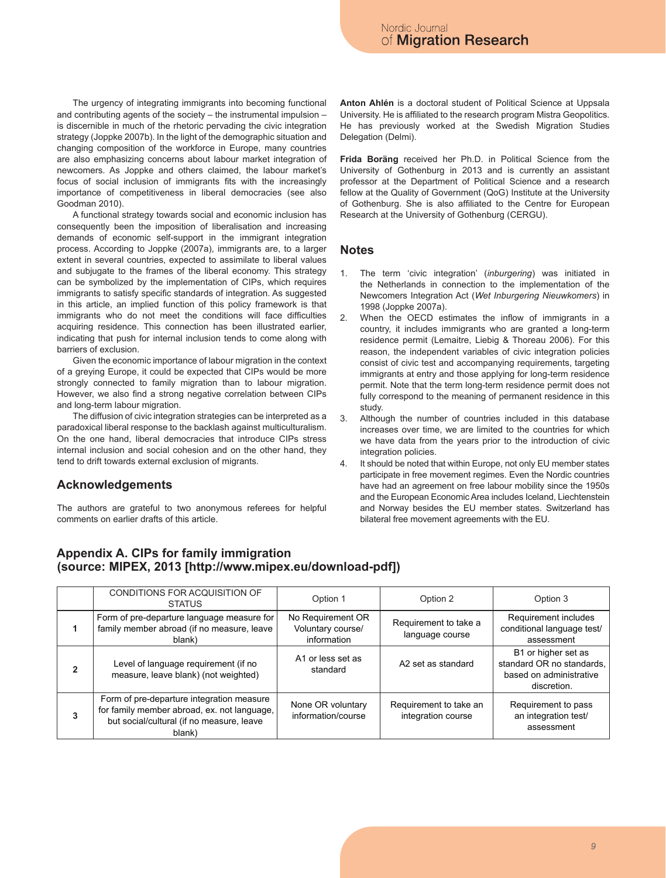The urgency of integrating immigrants into becoming functional and contributing agents of the society – the instrumental impulsion – is discernible in much of the rhetoric pervading the civic integration strategy (Joppke 2007b). In the light of the demographic situation and changing composition of the workforce in Europe, many countries are also emphasizing concerns about labour market integration of newcomers. As Joppke and others claimed, the labour market's focus of social inclusion of immigrants fits with the increasingly importance of competitiveness in liberal democracies (see also Goodman 2010).

A functional strategy towards social and economic inclusion has consequently been the imposition of liberalisation and increasing demands of economic self-support in the immigrant integration process. According to Joppke (2007a), immigrants are, to a larger extent in several countries, expected to assimilate to liberal values and subjugate to the frames of the liberal economy. This strategy can be symbolized by the implementation of CIPs, which requires immigrants to satisfy specific standards of integration. As suggested in this article, an implied function of this policy framework is that immigrants who do not meet the conditions will face difficulties acquiring residence. This connection has been illustrated earlier, indicating that push for internal inclusion tends to come along with barriers of exclusion.

Given the economic importance of labour migration in the context of a greying Europe, it could be expected that CIPs would be more strongly connected to family migration than to labour migration. However, we also find a strong negative correlation between CIPs and long-term labour migration.

The diffusion of civic integration strategies can be interpreted as a paradoxical liberal response to the backlash against multiculturalism. On the one hand, liberal democracies that introduce CIPs stress internal inclusion and social cohesion and on the other hand, they tend to drift towards external exclusion of migrants.

## Acknowledgements

The authors are grateful to two anonymous referees for helpful comments on earlier drafts of this article.

**Anton Ahlén** is a doctoral student of Political Science at Uppsala University. He is affiliated to the research program Mistra Geopolitics. He has previously worked at the Swedish Migration Studies Delegation (Delmi).

**Frida Boräng** received her Ph.D. in Political Science from the University of Gothenburg in 2013 and is currently an assistant professor at the Department of Political Science and a research fellow at the Quality of Government (QoG) Institute at the University of Gothenburg. She is also affiliated to the Centre for European Research at the University of Gothenburg (CERGU).

## Notes

1. The term 'civic integration' (*inburgering*) was initiated in the Netherlands in connection to the implementation of the Newcomers Integration Act (*Wet Inburgering Nieuwkomers*) in 1998 (Joppke 2007a).
2. When the OECD estimates the inflow of immigrants in a country, it includes immigrants who are granted a long-term residence permit (Lemaitre, Liebig & Thoreau 2006). For this reason, the independent variables of civic integration policies consist of civic test and accompanying requirements, targeting immigrants at entry and those applying for long-term residence permit. Note that the term long-term residence permit does not fully correspond to the meaning of permanent residence in this study.
3. Although the number of countries included in this database increases over time, we are limited to the countries for which we have data from the years prior to the introduction of civic integration policies.
4. It should be noted that within Europe, not only EU member states participate in free movement regimes. Even the Nordic countries have had an agreement on free labour mobility since the 1950s and the European Economic Area includes Iceland, Liechtenstein and Norway besides the EU member states. Switzerland has bilateral free movement agreements with the EU.

## Appendix A. CIPs for family immigration (source: MIPEX, 2013 [http://www.mipex.eu/download-pdf])

| | CONDITIONS FOR ACQUISITION OF STATUS | Option 1 | Option 2 | Option 3 |
|---|---|---|---|---|
| **1** | Form of pre-departure language measure for family member abroad (if no measure, leave blank) | No Requirement OR Voluntary course/ information | Requirement to take a language course | Requirement includes conditional language test/ assessment |
| **2** | Level of language requirement (if no measure, leave blank) (not weighted) | A1 or less set as standard | A2 set as standard | B1 or higher set as standard OR no standards, based on administrative discretion. |
| **3** | Form of pre-departure integration measure for family member abroad, ex. not language, but social/cultural (if no measure, leave blank) | None OR voluntary information/course | Requirement to take an integration course | Requirement to pass an integration test/ assessment |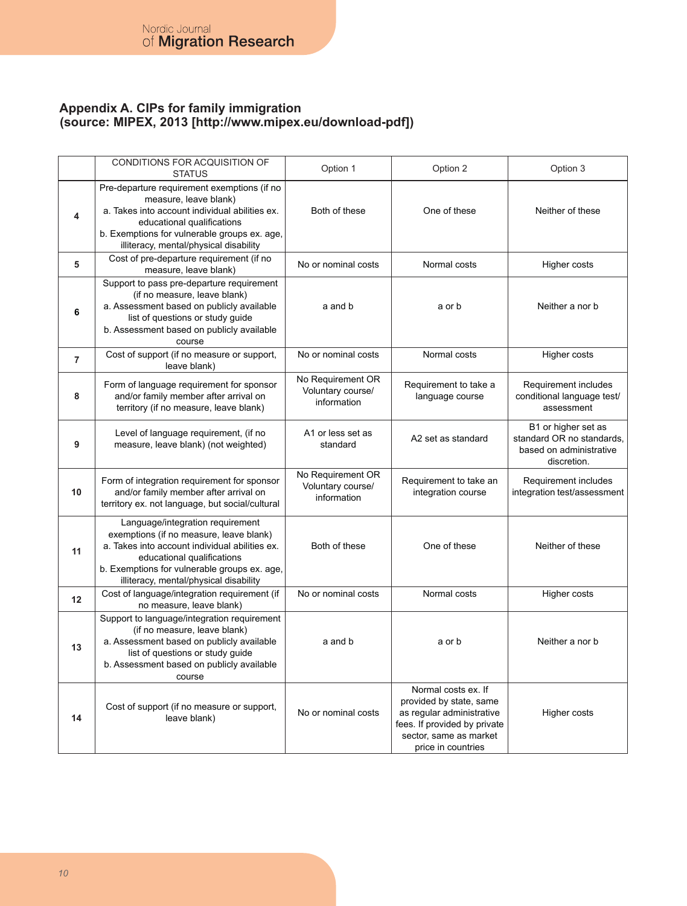### Appendix A. CIPs for family immigration (source: MIPEX, 2013 [http://www.mipex.eu/download-pdf])

| | CONDITIONS FOR ACQUISITION OF STATUS | Option 1 | Option 2 | Option 3 |
|---|---|---|---|---|
| **4** | Pre-departure requirement exemptions (if no measure, leave blank) a. Takes into account individual abilities ex. educational qualifications b. Exemptions for vulnerable groups ex. age, illiteracy, mental/physical disability | Both of these | One of these | Neither of these |
| **5** | Cost of pre-departure requirement (if no measure, leave blank) | No or nominal costs | Normal costs | Higher costs |
| **6** | Support to pass pre-departure requirement (if no measure, leave blank) a. Assessment based on publicly available list of questions or study guide b. Assessment based on publicly available course | a and b | a or b | Neither a nor b |
| **7** | Cost of support (if no measure or support, leave blank) | No or nominal costs | Normal costs | Higher costs |
| **8** | Form of language requirement for sponsor and/or family member after arrival on territory (if no measure, leave blank) | No Requirement OR Voluntary course/ information | Requirement to take a language course | Requirement includes conditional language test/ assessment |
| **9** | Level of language requirement, (if no measure, leave blank) (not weighted) | A1 or less set as standard | A2 set as standard | B1 or higher set as standard OR no standards, based on administrative discretion. |
| **10** | Form of integration requirement for sponsor and/or family member after arrival on territory ex. not language, but social/cultural | No Requirement OR Voluntary course/ information | Requirement to take an integration course | Requirement includes integration test/assessment |
| **11** | Language/integration requirement exemptions (if no measure, leave blank) a. Takes into account individual abilities ex. educational qualifications b. Exemptions for vulnerable groups ex. age, illiteracy, mental/physical disability | Both of these | One of these | Neither of these |
| **12** | Cost of language/integration requirement (if no measure, leave blank) | No or nominal costs | Normal costs | Higher costs |
| **13** | Support to language/integration requirement (if no measure, leave blank) a. Assessment based on publicly available list of questions or study guide b. Assessment based on publicly available course | a and b | a or b | Neither a nor b |
| **14** | Cost of support (if no measure or support, leave blank) | No or nominal costs | Normal costs ex. If provided by state, same as regular administrative fees. If provided by private sector, same as market price in countries | Higher costs |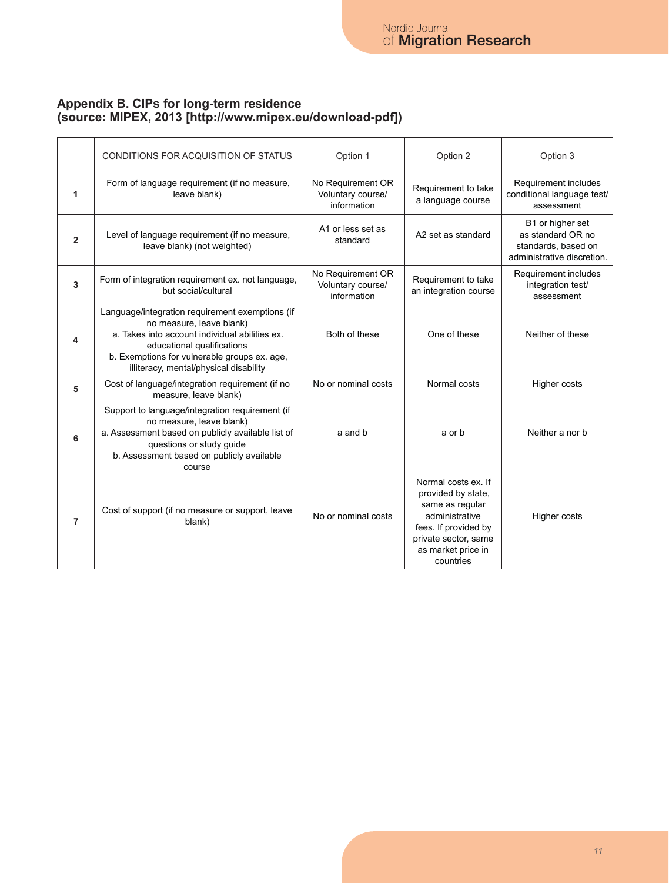## Appendix B. CIPs for long-term residence (source: MIPEX, 2013 [http://www.mipex.eu/download-pdf])

| | CONDITIONS FOR ACQUISITION OF STATUS | Option 1 | Option 2 | Option 3 |
|---|---|---|---|---|
| **1** | Form of language requirement (if no measure, leave blank) | No Requirement OR Voluntary course/ information | Requirement to take a language course | Requirement includes conditional language test/ assessment |
| **2** | Level of language requirement (if no measure, leave blank) (not weighted) | A1 or less set as standard | A2 set as standard | B1 or higher set as standard OR no standards, based on administrative discretion. |
| **3** | Form of integration requirement ex. not language, but social/cultural | No Requirement OR Voluntary course/ information | Requirement to take an integration course | Requirement includes integration test/ assessment |
| **4** | Language/integration requirement exemptions (if no measure, leave blank)<br>a. Takes into account individual abilities ex. educational qualifications<br>b. Exemptions for vulnerable groups ex. age, illiteracy, mental/physical disability | Both of these | One of these | Neither of these |
| **5** | Cost of language/integration requirement (if no measure, leave blank) | No or nominal costs | Normal costs | Higher costs |
| **6** | Support to language/integration requirement (if no measure, leave blank)<br>a. Assessment based on publicly available list of questions or study guide<br>b. Assessment based on publicly available course | a and b | a or b | Neither a nor b |
| **7** | Cost of support (if no measure or support, leave blank) | No or nominal costs | Normal costs ex. If provided by state, same as regular administrative fees. If provided by private sector, same as market price in countries | Higher costs |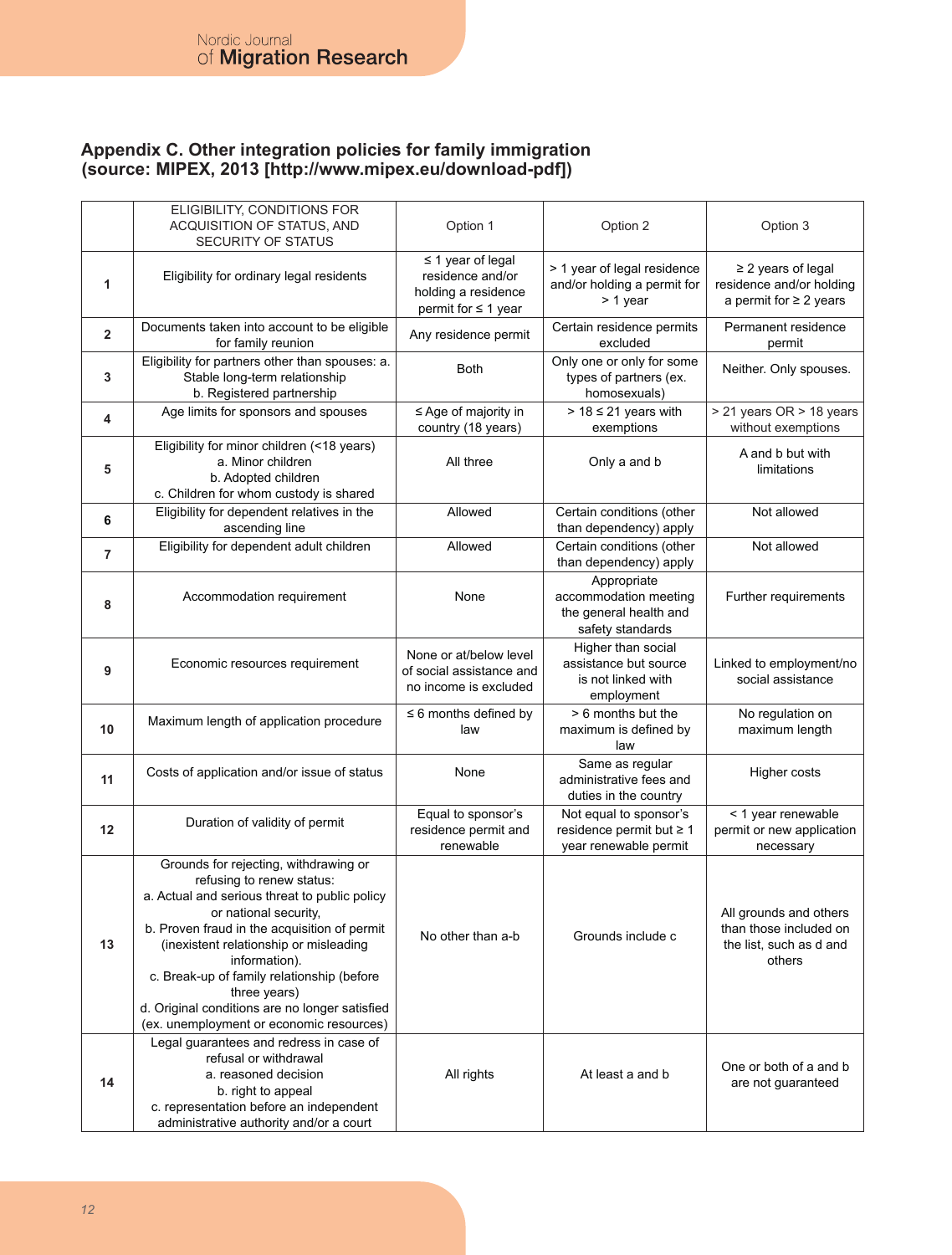## Appendix C. Other integration policies for family immigration (source: MIPEX, 2013 [http://www.mipex.eu/download-pdf])

| | ELIGIBILITY, CONDITIONS FOR ACQUISITION OF STATUS, AND SECURITY OF STATUS | Option 1 | Option 2 | Option 3 |
|---|---|---|---|---|
| **1** | Eligibility for ordinary legal residents | ≤ 1 year of legal residence and/or holding a residence permit for ≤ 1 year | > 1 year of legal residence and/or holding a permit for > 1 year | ≥ 2 years of legal residence and/or holding a permit for ≥ 2 years |
| **2** | Documents taken into account to be eligible for family reunion | Any residence permit | Certain residence permits excluded | Permanent residence permit |
| **3** | Eligibility for partners other than spouses: a. Stable long-term relationship b. Registered partnership | Both | Only one or only for some types of partners (ex. homosexuals) | Neither. Only spouses. |
| **4** | Age limits for sponsors and spouses | ≤ Age of majority in country (18 years) | > 18 ≤ 21 years with exemptions | > 21 years OR > 18 years without exemptions |
| **5** | Eligibility for minor children (<18 years) a. Minor children b. Adopted children c. Children for whom custody is shared | All three | Only a and b | A and b but with limitations |
| **6** | Eligibility for dependent relatives in the ascending line | Allowed | Certain conditions (other than dependency) apply | Not allowed |
| **7** | Eligibility for dependent adult children | Allowed | Certain conditions (other than dependency) apply | Not allowed |
| **8** | Accommodation requirement | None | Appropriate accommodation meeting the general health and safety standards | Further requirements |
| **9** | Economic resources requirement | None or at/below level of social assistance and no income is excluded | Higher than social assistance but source is not linked with employment | Linked to employment/no social assistance |
| **10** | Maximum length of application procedure | ≤ 6 months defined by law | > 6 months but the maximum is defined by law | No regulation on maximum length |
| **11** | Costs of application and/or issue of status | None | Same as regular administrative fees and duties in the country | Higher costs |
| **12** | Duration of validity of permit | Equal to sponsor's residence permit and renewable | Not equal to sponsor's residence permit but ≥ 1 year renewable permit | < 1 year renewable permit or new application necessary |
| **13** | Grounds for rejecting, withdrawing or refusing to renew status: a. Actual and serious threat to public policy or national security, b. Proven fraud in the acquisition of permit (inexistent relationship or misleading information). c. Break-up of family relationship (before three years) d. Original conditions are no longer satisfied (ex. unemployment or economic resources) | No other than a-b | Grounds include c | All grounds and others than those included on the list, such as d and others |
| **14** | Legal guarantees and redress in case of refusal or withdrawal a. reasoned decision b. right to appeal c. representation before an independent administrative authority and/or a court | All rights | At least a and b | One or both of a and b are not guaranteed |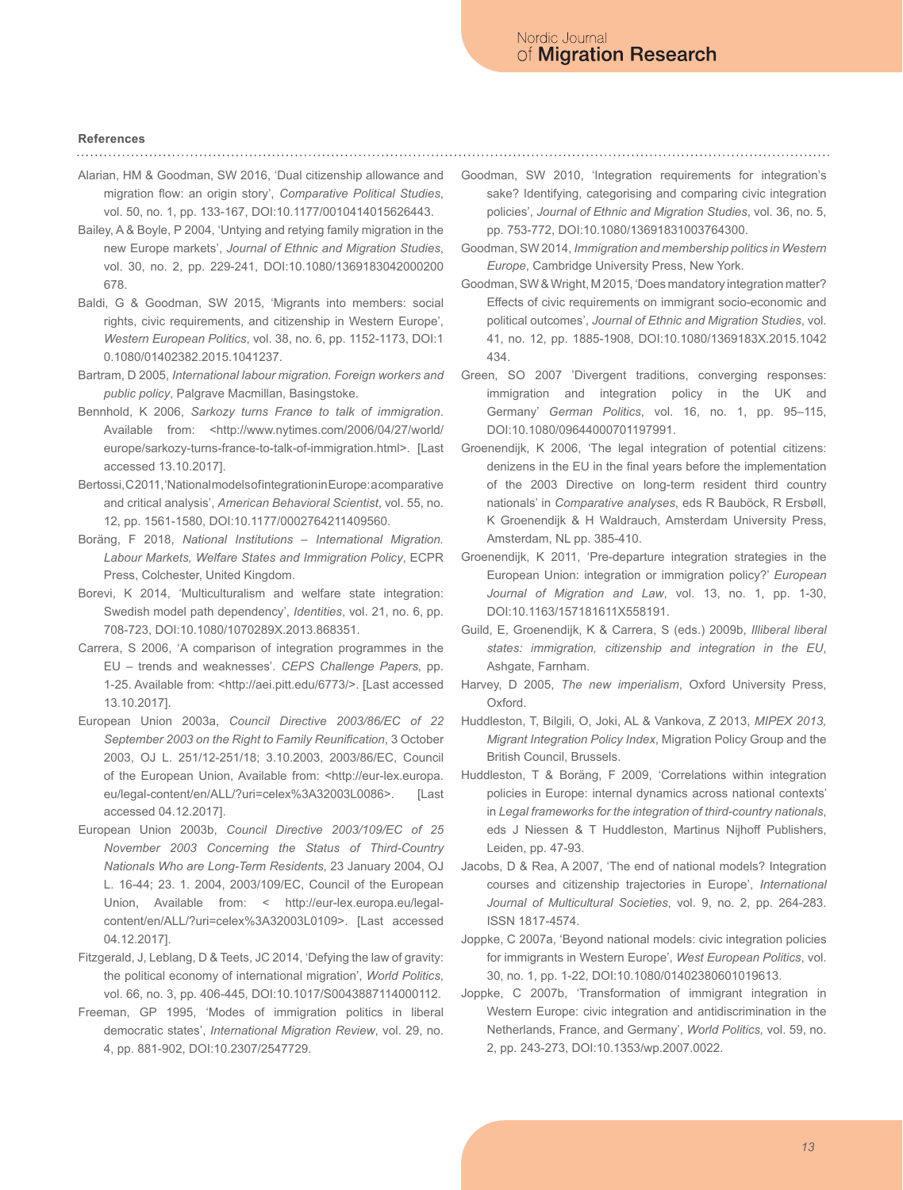**References**

Alarian, HM & Goodman, SW 2016, 'Dual citizenship allowance and migration flow: an origin story', *Comparative Political Studies*, vol. 50, no. 1, pp. 133-167, DOI:10.1177/0010414015626443.

Bailey, A & Boyle, P 2004, 'Untying and retying family migration in the new Europe markets', *Journal of Ethnic and Migration Studies*, vol. 30, no. 2, pp. 229-241, DOI:10.1080/1369183042000200678.

Baldi, G & Goodman, SW 2015, 'Migrants into members: social rights, civic requirements, and citizenship in Western Europe', *Western European Politics*, vol. 38, no. 6, pp. 1152-1173, DOI:10.1080/01402382.2015.1041237.

Bartram, D 2005, *International labour migration. Foreign workers and public policy*, Palgrave Macmillan, Basingstoke.

Bennhold, K 2006, *Sarkozy turns France to talk of immigration*. Available from: <http://www.nytimes.com/2006/04/27/world/europe/sarkozy-turns-france-to-talk-of-immigration.html>. [Last accessed 13.10.2017].

Bertossi, C 2011, 'National models of integration in Europe: a comparative and critical analysis', *American Behavioral Scientist*, vol. 55, no. 12, pp. 1561-1580, DOI:10.1177/0002764211409560.

Boräng, F 2018, *National Institutions – International Migration. Labour Markets, Welfare States and Immigration Policy*, ECPR Press, Colchester, United Kingdom.

Borevi, K 2014, 'Multiculturalism and welfare state integration: Swedish model path dependency', *Identities*, vol. 21, no. 6, pp. 708-723, DOI:10.1080/1070289X.2013.868351.

Carrera, S 2006, 'A comparison of integration programmes in the EU – trends and weaknesses'. *CEPS Challenge Papers*, pp. 1-25. Available from: <http://aei.pitt.edu/6773/>. [Last accessed 13.10.2017].

European Union 2003a, *Council Directive 2003/86/EC of 22 September 2003 on the Right to Family Reunification*, 3 October 2003, OJ L. 251/12-251/18; 3.10.2003, 2003/86/EC, Council of the European Union, Available from: <http://eur-lex.europa.eu/legal-content/en/ALL/?uri=celex%3A32003L0086>. [Last accessed 04.12.2017].

European Union 2003b, *Council Directive 2003/109/EC of 25 November 2003 Concerning the Status of Third-Country Nationals Who are Long-Term Residents*, 23 January 2004, OJ L. 16-44; 23. 1. 2004, 2003/109/EC, Council of the European Union, Available from: < http://eur-lex.europa.eu/legal-content/en/ALL/?uri=celex%3A32003L0109>. [Last accessed 04.12.2017].

Fitzgerald, J, Leblang, D & Teets, JC 2014, 'Defying the law of gravity: the political economy of international migration', *World Politics*, vol. 66, no. 3, pp. 406-445, DOI:10.1017/S0043887114000112.

Freeman, GP 1995, 'Modes of immigration politics in liberal democratic states', *International Migration Review*, vol. 29, no. 4, pp. 881-902, DOI:10.2307/2547729.

Goodman, SW 2010, 'Integration requirements for integration's sake? Identifying, categorising and comparing civic integration policies', *Journal of Ethnic and Migration Studies*, vol. 36, no. 5, pp. 753-772, DOI:10.1080/13691831003764300.

Goodman, SW 2014, *Immigration and membership politics in Western Europe*, Cambridge University Press, New York.

Goodman, SW & Wright, M 2015, 'Does mandatory integration matter? Effects of civic requirements on immigrant socio-economic and political outcomes', *Journal of Ethnic and Migration Studies*, vol. 41, no. 12, pp. 1885-1908, DOI:10.1080/1369183X.2015.1042434.

Green, SO 2007 'Divergent traditions, converging responses: immigration and integration policy in the UK and Germany' *German Politics*, vol. 16, no. 1, pp. 95–115, DOI:10.1080/09644000701197991.

Groenendijk, K 2006, 'The legal integration of potential citizens: denizens in the EU in the final years before the implementation of the 2003 Directive on long-term resident third country nationals' in *Comparative analyses*, eds R Bauböck, R Ersbøll, K Groenendijk & H Waldrauch, Amsterdam University Press, Amsterdam, NL pp. 385-410.

Groenendijk, K 2011, 'Pre-departure integration strategies in the European Union: integration or immigration policy?' *European Journal of Migration and Law*, vol. 13, no. 1, pp. 1-30, DOI:10.1163/157181611X558191.

Guild, E, Groenendijk, K & Carrera, S (eds.) 2009b, *Illiberal liberal states: immigration, citizenship and integration in the EU*, Ashgate, Farnham.

Harvey, D 2005, *The new imperialism*, Oxford University Press, Oxford.

Huddleston, T, Bilgili, O, Joki, AL & Vankova, Z 2013, *MIPEX 2013, Migrant Integration Policy Index*, Migration Policy Group and the British Council, Brussels.

Huddleston, T & Boräng, F 2009, 'Correlations within integration policies in Europe: internal dynamics across national contexts' in *Legal frameworks for the integration of third-country nationals*, eds J Niessen & T Huddleston, Martinus Nijhoff Publishers, Leiden, pp. 47-93.

Jacobs, D & Rea, A 2007, 'The end of national models? Integration courses and citizenship trajectories in Europe', *International Journal of Multicultural Societies*, vol. 9, no. 2, pp. 264-283. ISSN 1817-4574.

Joppke, C 2007a, 'Beyond national models: civic integration policies for immigrants in Western Europe', *West European Politics*, vol. 30, no. 1, pp. 1-22, DOI:10.1080/01402380601019613.

Joppke, C 2007b, 'Transformation of immigrant integration in Western Europe: civic integration and antidiscrimination in the Netherlands, France, and Germany', *World Politics,* vol. 59, no. 2, pp. 243-273, DOI:10.1353/wp.2007.0022.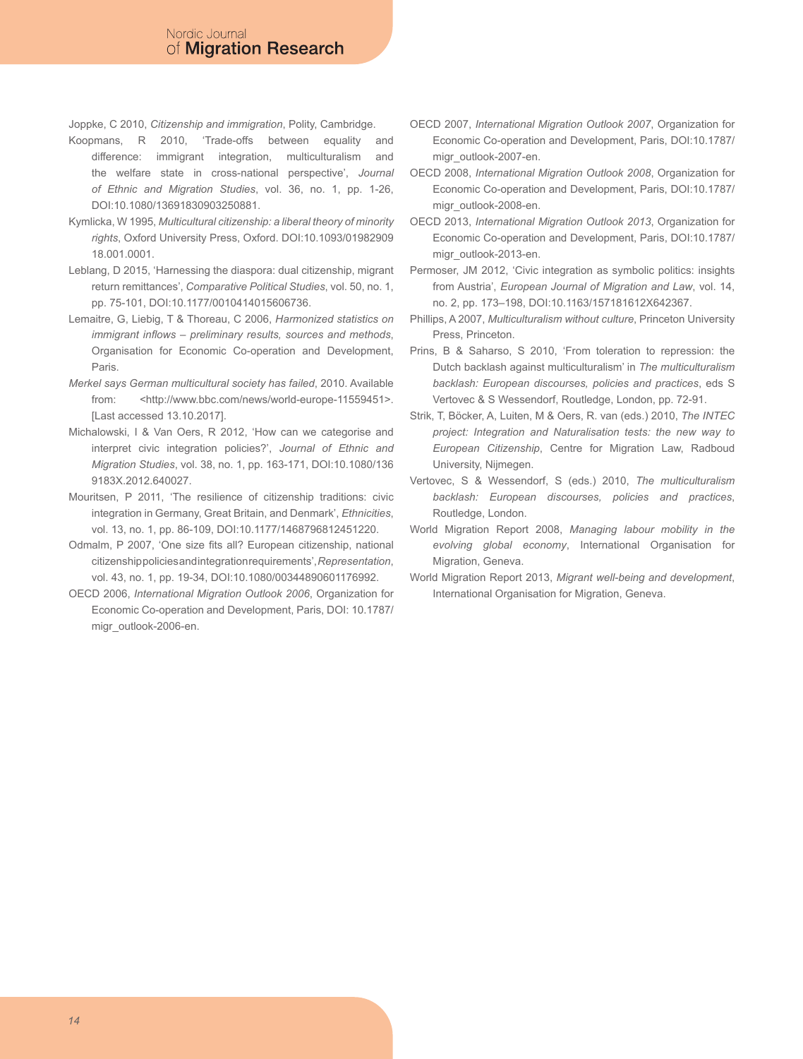Joppke, C 2010, *Citizenship and immigration*, Polity, Cambridge.

Koopmans, R 2010, 'Trade-offs between equality and difference: immigrant integration, multiculturalism and the welfare state in cross-national perspective', *Journal of Ethnic and Migration Studies*, vol. 36, no. 1, pp. 1-26, DOI:10.1080/13691830903250881.

Kymlicka, W 1995, *Multicultural citizenship: a liberal theory of minority rights*, Oxford University Press, Oxford. DOI:10.1093/0198290918.001.0001.

Leblang, D 2015, 'Harnessing the diaspora: dual citizenship, migrant return remittances', *Comparative Political Studies*, vol. 50, no. 1, pp. 75-101, DOI:10.1177/0010414015606736.

Lemaitre, G, Liebig, T & Thoreau, C 2006, *Harmonized statistics on immigrant inflows – preliminary results, sources and methods*, Organisation for Economic Co-operation and Development, Paris.

*Merkel says German multicultural society has failed*, 2010. Available from: <http://www.bbc.com/news/world-europe-11559451>. [Last accessed 13.10.2017].

Michalowski, I & Van Oers, R 2012, 'How can we categorise and interpret civic integration policies?', *Journal of Ethnic and Migration Studies*, vol. 38, no. 1, pp. 163-171, DOI:10.1080/1369183X.2012.640027.

Mouritsen, P 2011, 'The resilience of citizenship traditions: civic integration in Germany, Great Britain, and Denmark', *Ethnicities*, vol. 13, no. 1, pp. 86-109, DOI:10.1177/1468796812451220.

Odmalm, P 2007, 'One size fits all? European citizenship, national citizenship policies and integration requirements', *Representation*, vol. 43, no. 1, pp. 19-34, DOI:10.1080/00344890601176992.

OECD 2006, *International Migration Outlook 2006*, Organization for Economic Co-operation and Development, Paris, DOI: 10.1787/migr_outlook-2006-en.

OECD 2007, *International Migration Outlook 2007*, Organization for Economic Co-operation and Development, Paris, DOI:10.1787/migr_outlook-2007-en.

OECD 2008, *International Migration Outlook 2008*, Organization for Economic Co-operation and Development, Paris, DOI:10.1787/migr_outlook-2008-en.

OECD 2013, *International Migration Outlook 2013*, Organization for Economic Co-operation and Development, Paris, DOI:10.1787/migr_outlook-2013-en.

Permoser, JM 2012, 'Civic integration as symbolic politics: insights from Austria', *European Journal of Migration and Law*, vol. 14, no. 2, pp. 173–198, DOI:10.1163/157181612X642367.

Phillips, A 2007, *Multiculturalism without culture*, Princeton University Press, Princeton.

Prins, B & Saharso, S 2010, 'From toleration to repression: the Dutch backlash against multiculturalism' in *The multiculturalism backlash: European discourses, policies and practices*, eds S Vertovec & S Wessendorf, Routledge, London, pp. 72-91.

Strik, T, Böcker, A, Luiten, M & Oers, R. van (eds.) 2010, *The INTEC project: Integration and Naturalisation tests: the new way to European Citizenship*, Centre for Migration Law, Radboud University, Nijmegen.

Vertovec, S & Wessendorf, S (eds.) 2010, *The multiculturalism backlash: European discourses, policies and practices*, Routledge, London.

World Migration Report 2008, *Managing labour mobility in the evolving global economy*, International Organisation for Migration, Geneva.

World Migration Report 2013, *Migrant well-being and development*, International Organisation for Migration, Geneva.